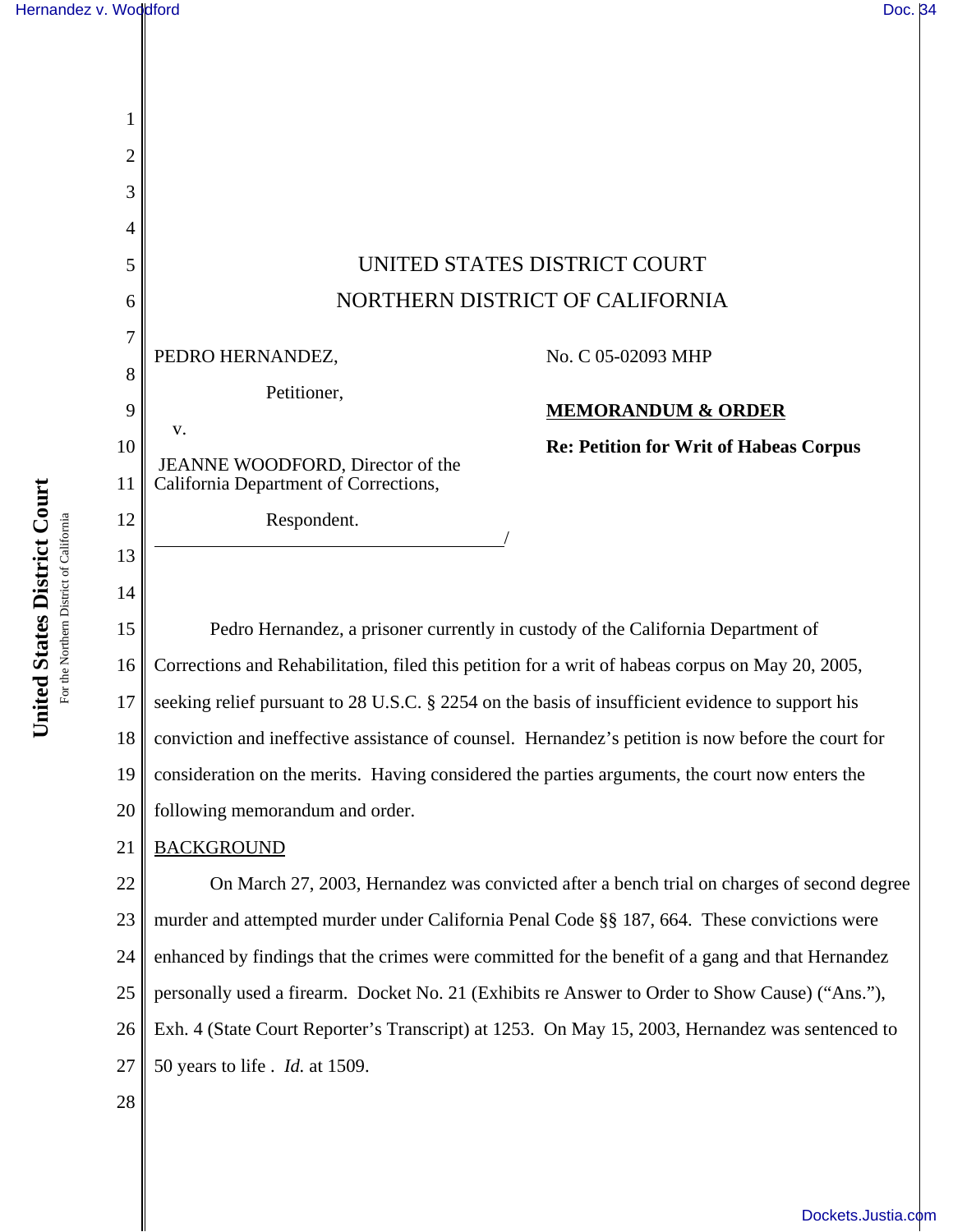UNITED STATES DISTRICT COURT

NORTHERN DISTRICT OF CALIFORNIA

PEDRO HERNANDEZ,

Petitioner,

v.

JEANNE WOODFORD, Director of the California Department of Corrections,

Respondent.

/

No. C 05-02093 MHP

**MEMORANDUM & ORDER**

**Re: Petition for Writ of Habeas Corpus**

Pedro Hernandez, a prisoner currently in custody of the California Department of Corrections and Rehabilitation, filed this petition for a writ of habeas corpus on May 20, 2005, seeking relief pursuant to 28 U.S.C. § 2254 on the basis of insufficient evidence to support his conviction and ineffective assistance of counsel. Hernandez's petition is now before the court for consideration on the merits. Having considered the parties arguments, the court now enters the following memorandum and order.

BACKGROUND

On March 27, 2003, Hernandez was convicted after a bench trial on charges of second degree murder and attempted murder under California Penal Code §§ 187, 664. These convictions were enhanced by findings that the crimes were committed for the benefit of a gang and that Hernandez personally used a firearm. Docket No. 21 (Exhibits re Answer to Order to Show Cause) ("Ans."), Exh. 4 (State Court Reporter's Transcript) at 1253. On May 15, 2003, Hernandez was sentenced to 50 years to life . *Id.* at 1509.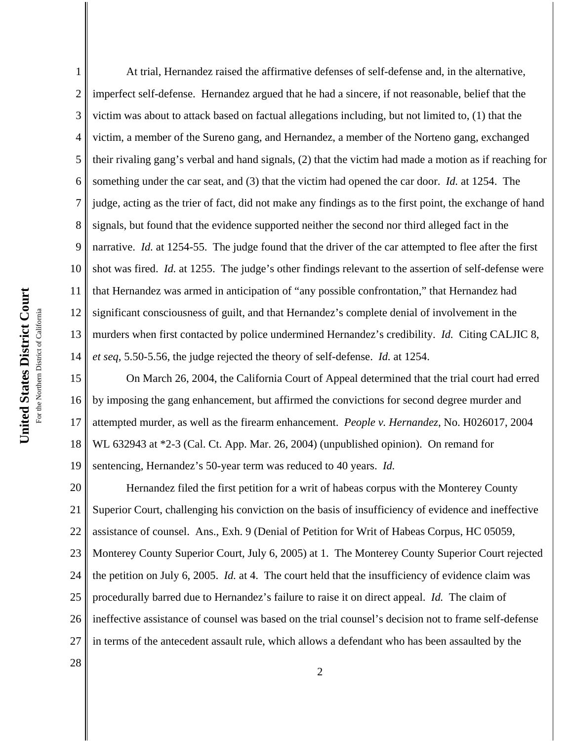At trial, Hernandez raised the affirmative defenses of self-defense and, in the alternative, imperfect self-defense. Hernandez argued that he had a sincere, if not reasonable, belief that the victim was about to attack based on factual allegations including, but not limited to, (1) that the victim, a member of the Sureno gang, and Hernandez, a member of the Norteno gang, exchanged their rivaling gang's verbal and hand signals, (2) that the victim had made a motion as if reaching for something under the car seat, and (3) that the victim had opened the car door. *Id.* at 1254. The judge, acting as the trier of fact, did not make any findings as to the first point, the exchange of hand signals, but found that the evidence supported neither the second nor third alleged fact in the narrative. *Id.* at 1254-55. The judge found that the driver of the car attempted to flee after the first shot was fired. *Id.* at 1255. The judge's other findings relevant to the assertion of self-defense were that Hernandez was armed in anticipation of "any possible confrontation," that Hernandez had significant consciousness of guilt, and that Hernandez's complete denial of involvement in the murders when first contacted by police undermined Hernandez's credibility. *Id.* Citing CALJIC 8, *et seq*, 5.50-5.56, the judge rejected the theory of self-defense. *Id.* at 1254.

On March 26, 2004, the California Court of Appeal determined that the trial court had erred by imposing the gang enhancement, but affirmed the convictions for second degree murder and attempted murder, as well as the firearm enhancement. *People v. Hernandez*, No. H026017, 2004 WL 632943 at *2-3 (Cal. Ct. App. Mar. 26, 2004) (unpublished opinion). On remand for sentencing, Hernandez's 50-year term was reduced to 40 years. *Id.*

Hernandez filed the first petition for a writ of habeas corpus with the Monterey County Superior Court, challenging his conviction on the basis of insufficiency of evidence and ineffective assistance of counsel. Ans., Exh. 9 (Denial of Petition for Writ of Habeas Corpus, HC 05059, Monterey County Superior Court, July 6, 2005) at 1. The Monterey County Superior Court rejected the petition on July 6, 2005. *Id.* at 4. The court held that the insufficiency of evidence claim was procedurally barred due to Hernandez's failure to raise it on direct appeal. *Id.* The claim of ineffective assistance of counsel was based on the trial counsel's decision not to frame self-defense in terms of the antecedent assault rule, which allows a defendant who has been assaulted by the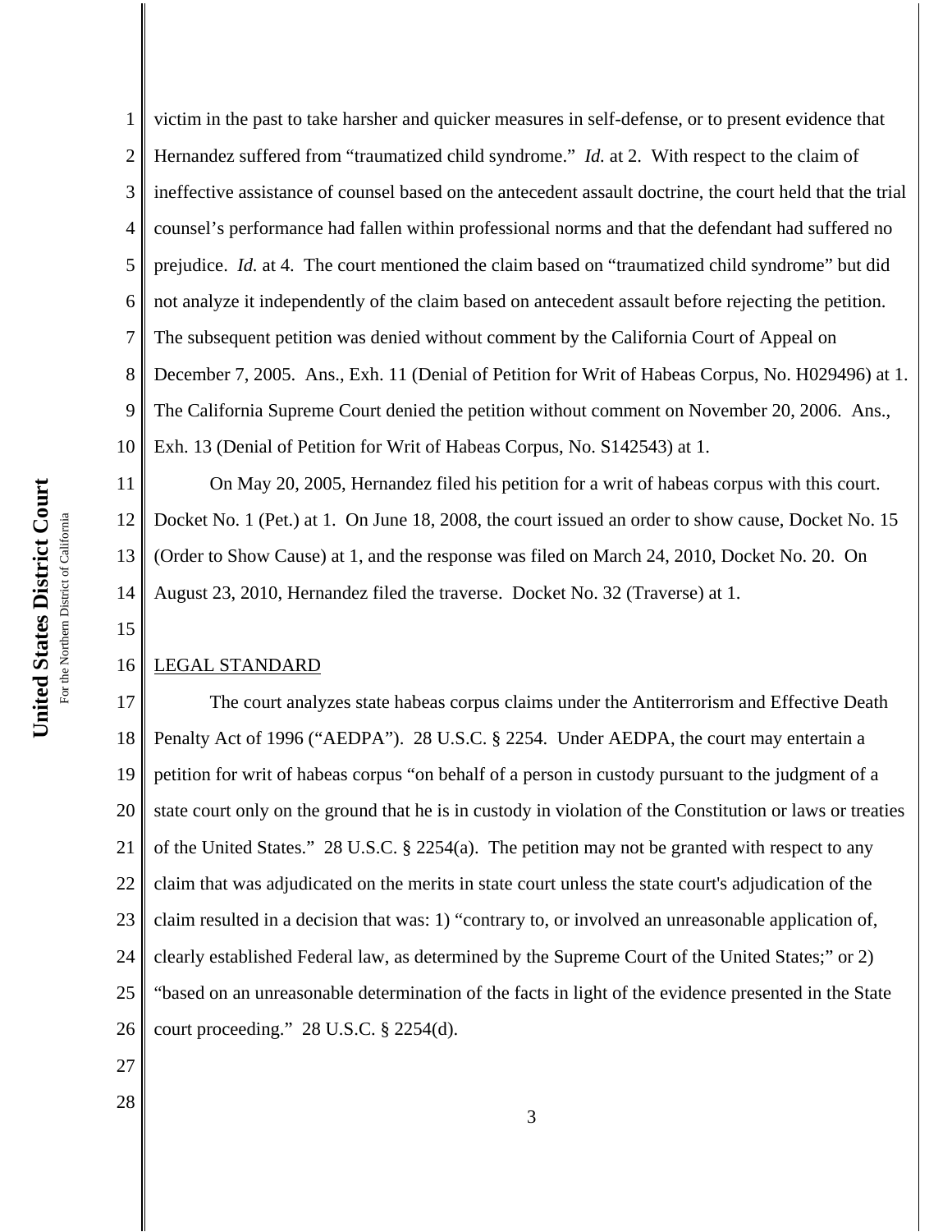victim in the past to take harsher and quicker measures in self-defense, or to present evidence that Hernandez suffered from "traumatized child syndrome." *Id.* at 2. With respect to the claim of ineffective assistance of counsel based on the antecedent assault doctrine, the court held that the trial counsel's performance had fallen within professional norms and that the defendant had suffered no prejudice. *Id.* at 4. The court mentioned the claim based on "traumatized child syndrome" but did not analyze it independently of the claim based on antecedent assault before rejecting the petition. The subsequent petition was denied without comment by the California Court of Appeal on December 7, 2005. Ans., Exh. 11 (Denial of Petition for Writ of Habeas Corpus, No. H029496) at 1. The California Supreme Court denied the petition without comment on November 20, 2006. Ans., Exh. 13 (Denial of Petition for Writ of Habeas Corpus, No. S142543) at 1.

On May 20, 2005, Hernandez filed his petition for a writ of habeas corpus with this court. Docket No. 1 (Pet.) at 1. On June 18, 2008, the court issued an order to show cause, Docket No. 15 (Order to Show Cause) at 1, and the response was filed on March 24, 2010, Docket No. 20. On August 23, 2010, Hernandez filed the traverse. Docket No. 32 (Traverse) at 1.

## LEGAL STANDARD

The court analyzes state habeas corpus claims under the Antiterrorism and Effective Death Penalty Act of 1996 ("AEDPA"). 28 U.S.C. § 2254. Under AEDPA, the court may entertain a petition for writ of habeas corpus "on behalf of a person in custody pursuant to the judgment of a state court only on the ground that he is in custody in violation of the Constitution or laws or treaties of the United States." 28 U.S.C. § 2254(a). The petition may not be granted with respect to any claim that was adjudicated on the merits in state court unless the state court's adjudication of the claim resulted in a decision that was: 1) "contrary to, or involved an unreasonable application of, clearly established Federal law, as determined by the Supreme Court of the United States;" or 2) "based on an unreasonable determination of the facts in light of the evidence presented in the State court proceeding." 28 U.S.C. § 2254(d).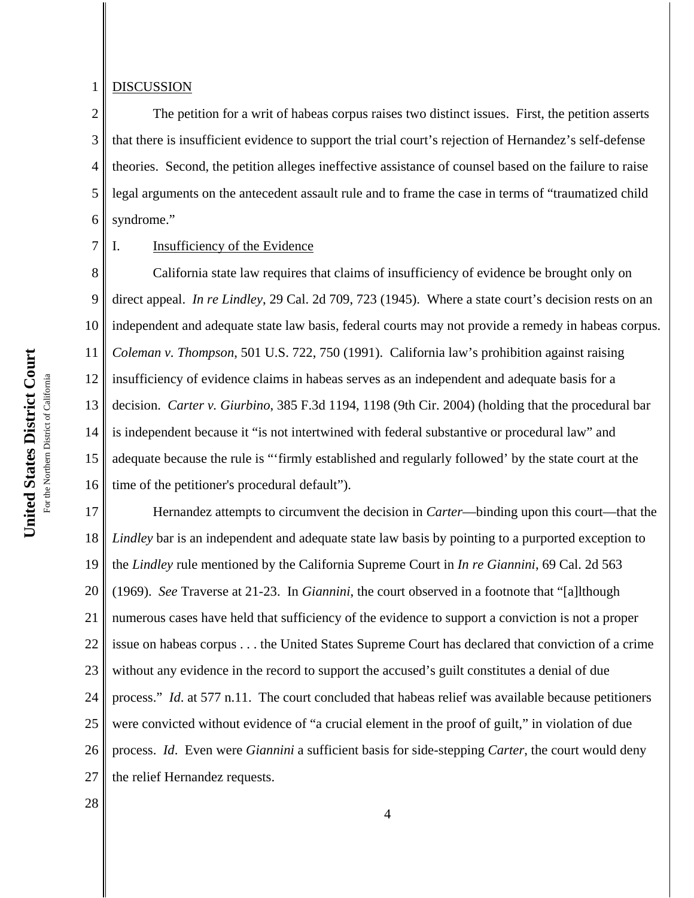DISCUSSION

The petition for a writ of habeas corpus raises two distinct issues. First, the petition asserts that there is insufficient evidence to support the trial court's rejection of Hernandez's self-defense theories. Second, the petition alleges ineffective assistance of counsel based on the failure to raise legal arguments on the antecedent assault rule and to frame the case in terms of "traumatized child syndrome."

I. Insufficiency of the Evidence

California state law requires that claims of insufficiency of evidence be brought only on direct appeal. *In re Lindley*, 29 Cal. 2d 709, 723 (1945). Where a state court's decision rests on an independent and adequate state law basis, federal courts may not provide a remedy in habeas corpus. *Coleman v. Thompson*, 501 U.S. 722, 750 (1991). California law's prohibition against raising insufficiency of evidence claims in habeas serves as an independent and adequate basis for a decision. *Carter v. Giurbino*, 385 F.3d 1194, 1198 (9th Cir. 2004) (holding that the procedural bar is independent because it "is not intertwined with federal substantive or procedural law" and adequate because the rule is "'firmly established and regularly followed' by the state court at the time of the petitioner's procedural default").

Hernandez attempts to circumvent the decision in *Carter*—binding upon this court—that the *Lindley* bar is an independent and adequate state law basis by pointing to a purported exception to the *Lindley* rule mentioned by the California Supreme Court in *In re Giannini*, 69 Cal. 2d 563 (1969). *See* Traverse at 21-23. In *Giannini*, the court observed in a footnote that "[a]lthough numerous cases have held that sufficiency of the evidence to support a conviction is not a proper issue on habeas corpus . . . the United States Supreme Court has declared that conviction of a crime without any evidence in the record to support the accused's guilt constitutes a denial of due process." *Id*. at 577 n.11. The court concluded that habeas relief was available because petitioners were convicted without evidence of "a crucial element in the proof of guilt," in violation of due process. *Id*. Even were *Giannini* a sufficient basis for side-stepping *Carter*, the court would deny the relief Hernandez requests.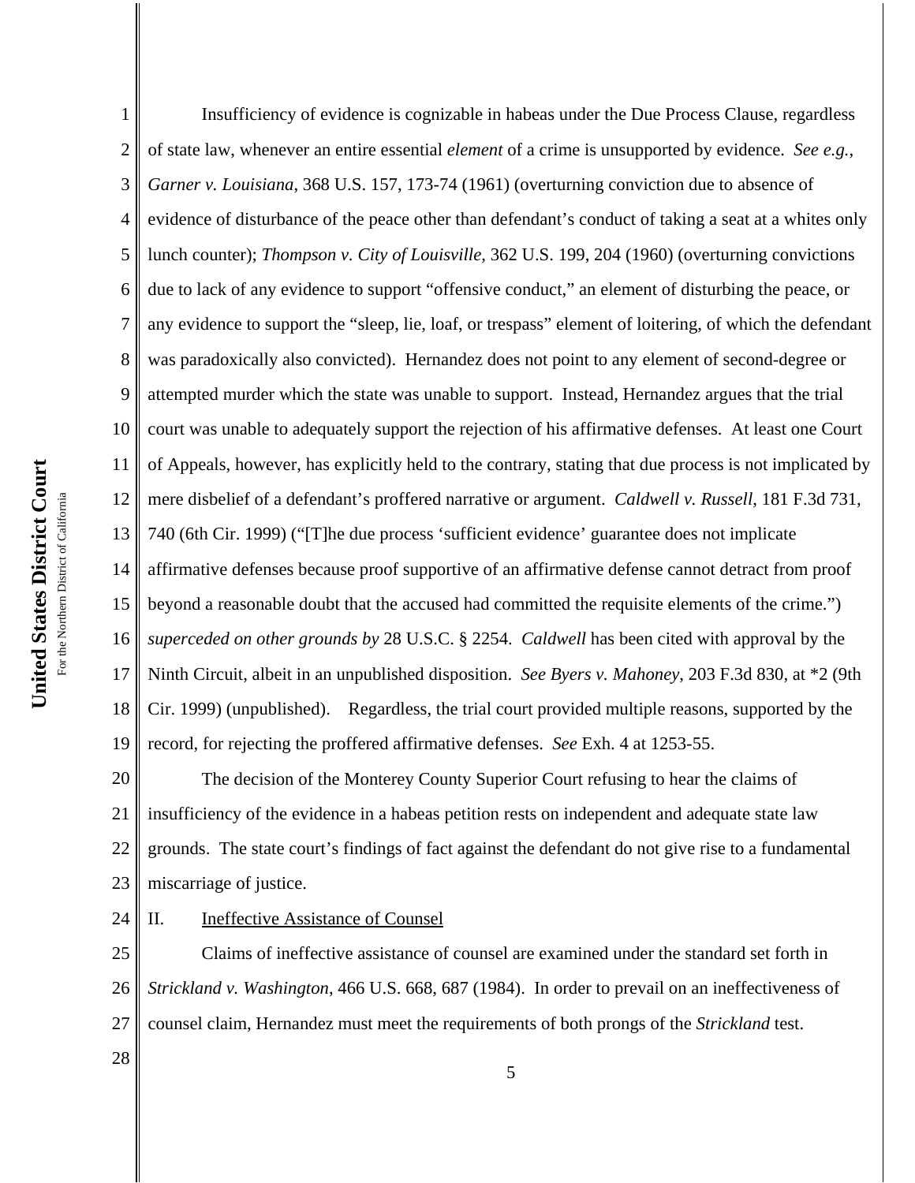Insufficiency of evidence is cognizable in habeas under the Due Process Clause, regardless of state law, whenever an entire essential *element* of a crime is unsupported by evidence. *See e.g.*, *Garner v. Louisiana*, 368 U.S. 157, 173-74 (1961) (overturning conviction due to absence of evidence of disturbance of the peace other than defendant's conduct of taking a seat at a whites only lunch counter); *Thompson v. City of Louisville*, 362 U.S. 199, 204 (1960) (overturning convictions due to lack of any evidence to support "offensive conduct," an element of disturbing the peace, or any evidence to support the "sleep, lie, loaf, or trespass" element of loitering, of which the defendant was paradoxically also convicted). Hernandez does not point to any element of second-degree or attempted murder which the state was unable to support. Instead, Hernandez argues that the trial court was unable to adequately support the rejection of his affirmative defenses. At least one Court of Appeals, however, has explicitly held to the contrary, stating that due process is not implicated by mere disbelief of a defendant's proffered narrative or argument. *Caldwell v. Russell*, 181 F.3d 731, 740 (6th Cir. 1999) ("[T]he due process 'sufficient evidence' guarantee does not implicate affirmative defenses because proof supportive of an affirmative defense cannot detract from proof beyond a reasonable doubt that the accused had committed the requisite elements of the crime.") *superceded on other grounds by* 28 U.S.C. § 2254. *Caldwell* has been cited with approval by the Ninth Circuit, albeit in an unpublished disposition. *See Byers v. Mahoney*, 203 F.3d 830, at *2 (9th Cir. 1999) (unpublished). Regardless, the trial court provided multiple reasons, supported by the record, for rejecting the proffered affirmative defenses. *See* Exh. 4 at 1253-55.

The decision of the Monterey County Superior Court refusing to hear the claims of insufficiency of the evidence in a habeas petition rests on independent and adequate state law grounds. The state court's findings of fact against the defendant do not give rise to a fundamental miscarriage of justice.

## II. Ineffective Assistance of Counsel

Claims of ineffective assistance of counsel are examined under the standard set forth in *Strickland v. Washington*, 466 U.S. 668, 687 (1984). In order to prevail on an ineffectiveness of counsel claim, Hernandez must meet the requirements of both prongs of the *Strickland* test.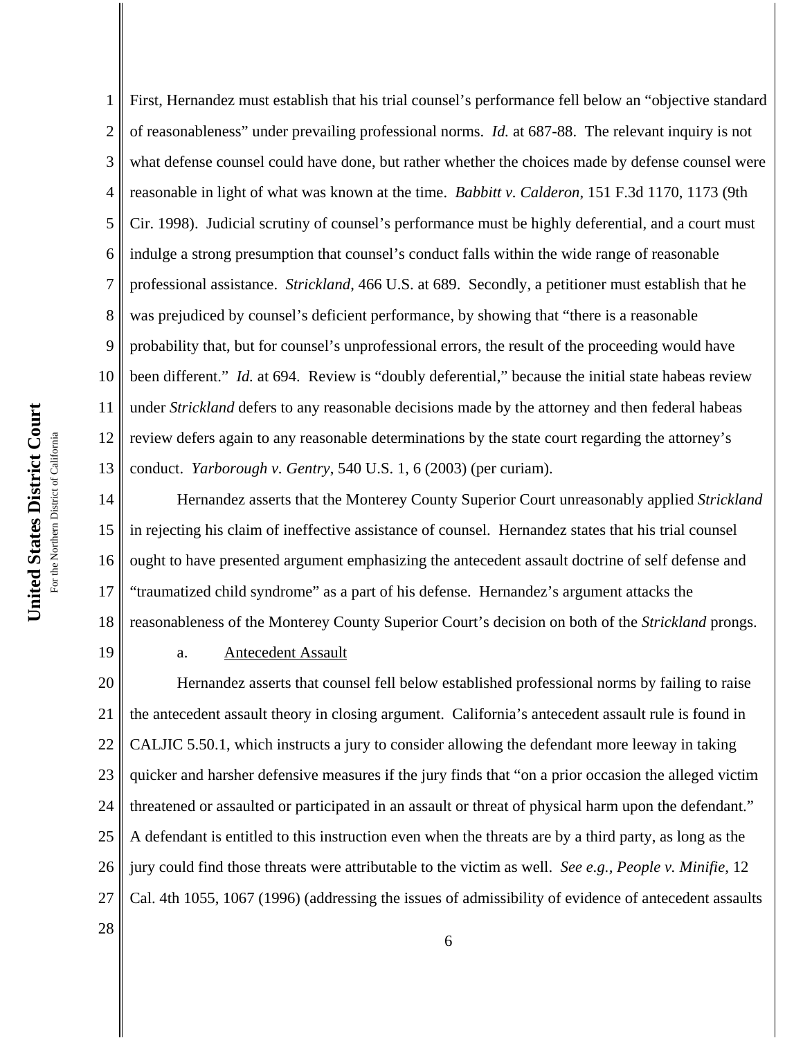First, Hernandez must establish that his trial counsel's performance fell below an "objective standard of reasonableness" under prevailing professional norms. *Id.* at 687-88. The relevant inquiry is not what defense counsel could have done, but rather whether the choices made by defense counsel were reasonable in light of what was known at the time. *Babbitt v. Calderon*, 151 F.3d 1170, 1173 (9th Cir. 1998). Judicial scrutiny of counsel's performance must be highly deferential, and a court must indulge a strong presumption that counsel's conduct falls within the wide range of reasonable professional assistance. *Strickland*, 466 U.S. at 689. Secondly, a petitioner must establish that he was prejudiced by counsel's deficient performance, by showing that "there is a reasonable probability that, but for counsel's unprofessional errors, the result of the proceeding would have been different." *Id.* at 694. Review is "doubly deferential," because the initial state habeas review under *Strickland* defers to any reasonable decisions made by the attorney and then federal habeas review defers again to any reasonable determinations by the state court regarding the attorney's conduct. *Yarborough v. Gentry*, 540 U.S. 1, 6 (2003) (per curiam).

Hernandez asserts that the Monterey County Superior Court unreasonably applied *Strickland* in rejecting his claim of ineffective assistance of counsel. Hernandez states that his trial counsel ought to have presented argument emphasizing the antecedent assault doctrine of self defense and "traumatized child syndrome" as a part of his defense. Hernandez's argument attacks the reasonableness of the Monterey County Superior Court's decision on both of the *Strickland* prongs.

a. Antecedent Assault

Hernandez asserts that counsel fell below established professional norms by failing to raise the antecedent assault theory in closing argument. California's antecedent assault rule is found in CALJIC 5.50.1, which instructs a jury to consider allowing the defendant more leeway in taking quicker and harsher defensive measures if the jury finds that "on a prior occasion the alleged victim threatened or assaulted or participated in an assault or threat of physical harm upon the defendant." A defendant is entitled to this instruction even when the threats are by a third party, as long as the jury could find those threats were attributable to the victim as well. *See e.g., People v. Minifie*, 12 Cal. 4th 1055, 1067 (1996) (addressing the issues of admissibility of evidence of antecedent assaults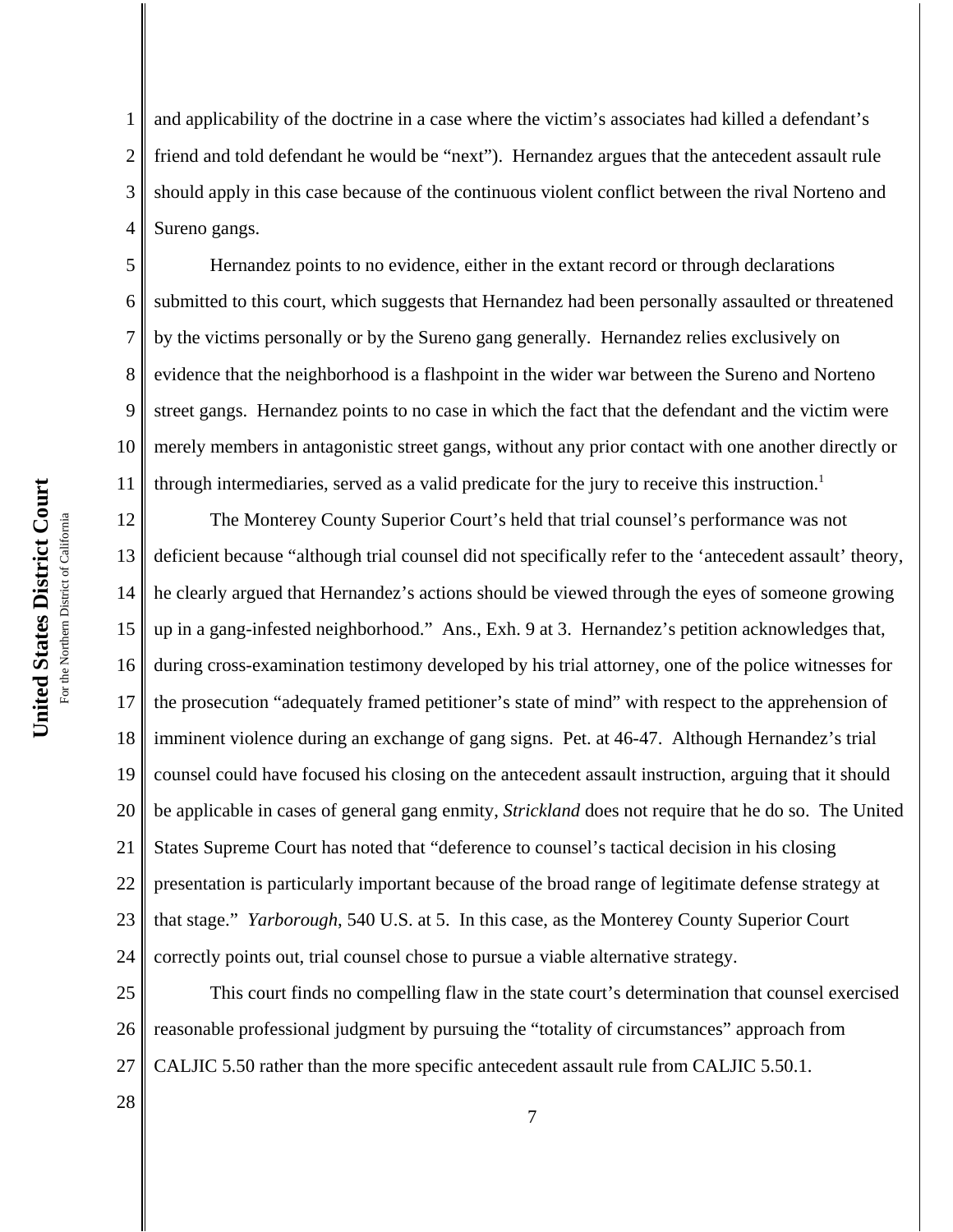and applicability of the doctrine in a case where the victim's associates had killed a defendant's friend and told defendant he would be "next"). Hernandez argues that the antecedent assault rule should apply in this case because of the continuous violent conflict between the rival Norteno and Sureno gangs.

Hernandez points to no evidence, either in the extant record or through declarations submitted to this court, which suggests that Hernandez had been personally assaulted or threatened by the victims personally or by the Sureno gang generally. Hernandez relies exclusively on evidence that the neighborhood is a flashpoint in the wider war between the Sureno and Norteno street gangs. Hernandez points to no case in which the fact that the defendant and the victim were merely members in antagonistic street gangs, without any prior contact with one another directly or through intermediaries, served as a valid predicate for the jury to receive this instruction.[1]

The Monterey County Superior Court's held that trial counsel's performance was not deficient because "although trial counsel did not specifically refer to the 'antecedent assault' theory, he clearly argued that Hernandez's actions should be viewed through the eyes of someone growing up in a gang-infested neighborhood." Ans., Exh. 9 at 3. Hernandez's petition acknowledges that, during cross-examination testimony developed by his trial attorney, one of the police witnesses for the prosecution "adequately framed petitioner's state of mind" with respect to the apprehension of imminent violence during an exchange of gang signs. Pet. at 46-47. Although Hernandez's trial counsel could have focused his closing on the antecedent assault instruction, arguing that it should be applicable in cases of general gang enmity, *Strickland* does not require that he do so. The United States Supreme Court has noted that "deference to counsel's tactical decision in his closing presentation is particularly important because of the broad range of legitimate defense strategy at that stage." *Yarborough*, 540 U.S. at 5. In this case, as the Monterey County Superior Court correctly points out, trial counsel chose to pursue a viable alternative strategy.

This court finds no compelling flaw in the state court's determination that counsel exercised reasonable professional judgment by pursuing the "totality of circumstances" approach from CALJIC 5.50 rather than the more specific antecedent assault rule from CALJIC 5.50.1.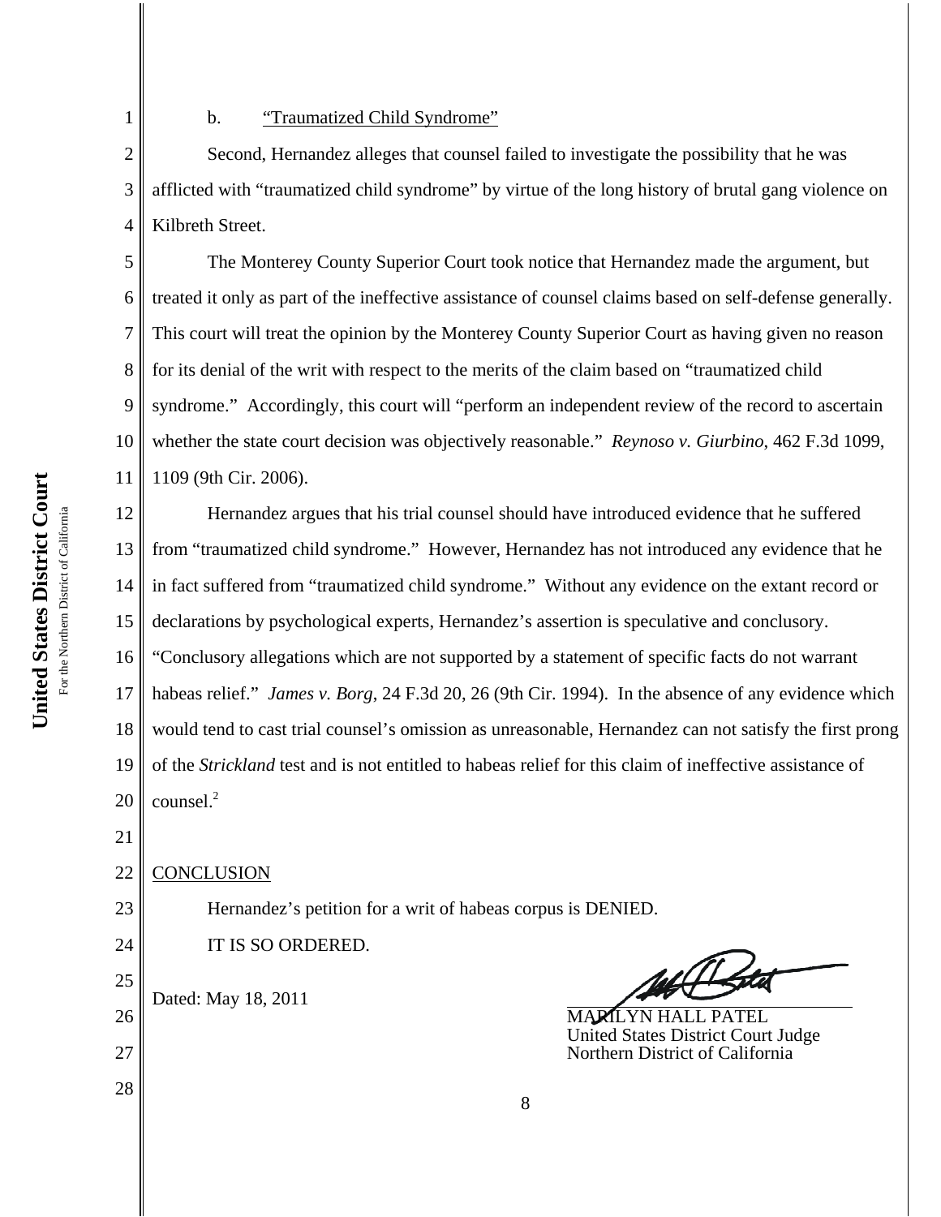b. <u>"Traumatized Child Syndrome"</u>

Second, Hernandez alleges that counsel failed to investigate the possibility that he was afflicted with "traumatized child syndrome" by virtue of the long history of brutal gang violence on Kilbreth Street.

The Monterey County Superior Court took notice that Hernandez made the argument, but treated it only as part of the ineffective assistance of counsel claims based on self-defense generally. This court will treat the opinion by the Monterey County Superior Court as having given no reason for its denial of the writ with respect to the merits of the claim based on "traumatized child syndrome." Accordingly, this court will "perform an independent review of the record to ascertain whether the state court decision was objectively reasonable." *Reynoso v. Giurbino*, 462 F.3d 1099, 1109 (9th Cir. 2006).

Hernandez argues that his trial counsel should have introduced evidence that he suffered from "traumatized child syndrome." However, Hernandez has not introduced any evidence that he in fact suffered from "traumatized child syndrome." Without any evidence on the extant record or declarations by psychological experts, Hernandez's assertion is speculative and conclusory. "Conclusory allegations which are not supported by a statement of specific facts do not warrant habeas relief." *James v. Borg*, 24 F.3d 20, 26 (9th Cir. 1994). In the absence of any evidence which would tend to cast trial counsel's omission as unreasonable, Hernandez can not satisfy the first prong of the *Strickland* test and is not entitled to habeas relief for this claim of ineffective assistance of counsel.[2]

<u>CONCLUSION</u>

Hernandez's petition for a writ of habeas corpus is DENIED.

IT IS SO ORDERED.

Dated: May 18, 2011

MARILYN HALL PATEL
United States District Court Judge
Northern District of California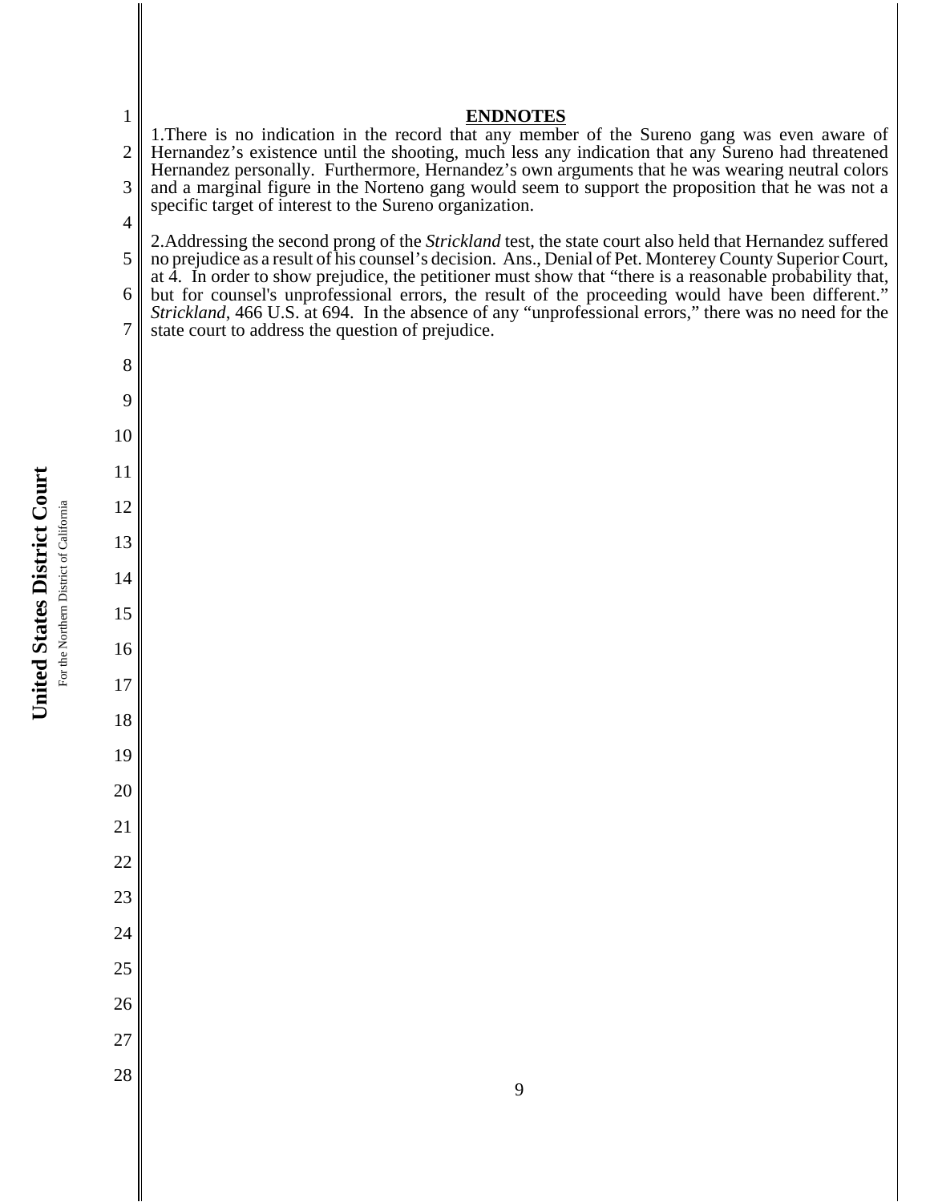**ENDNOTES**

1.There is no indication in the record that any member of the Sureno gang was even aware of Hernandez's existence until the shooting, much less any indication that any Sureno had threatened Hernandez personally. Furthermore, Hernandez's own arguments that he was wearing neutral colors and a marginal figure in the Norteno gang would seem to support the proposition that he was not a specific target of interest to the Sureno organization.

2.Addressing the second prong of the *Strickland* test, the state court also held that Hernandez suffered no prejudice as a result of his counsel's decision. Ans., Denial of Pet. Monterey County Superior Court, at 4. In order to show prejudice, the petitioner must show that "there is a reasonable probability that, but for counsel's unprofessional errors, the result of the proceeding would have been different." *Strickland*, 466 U.S. at 694. In the absence of any "unprofessional errors," there was no need for the state court to address the question of prejudice.